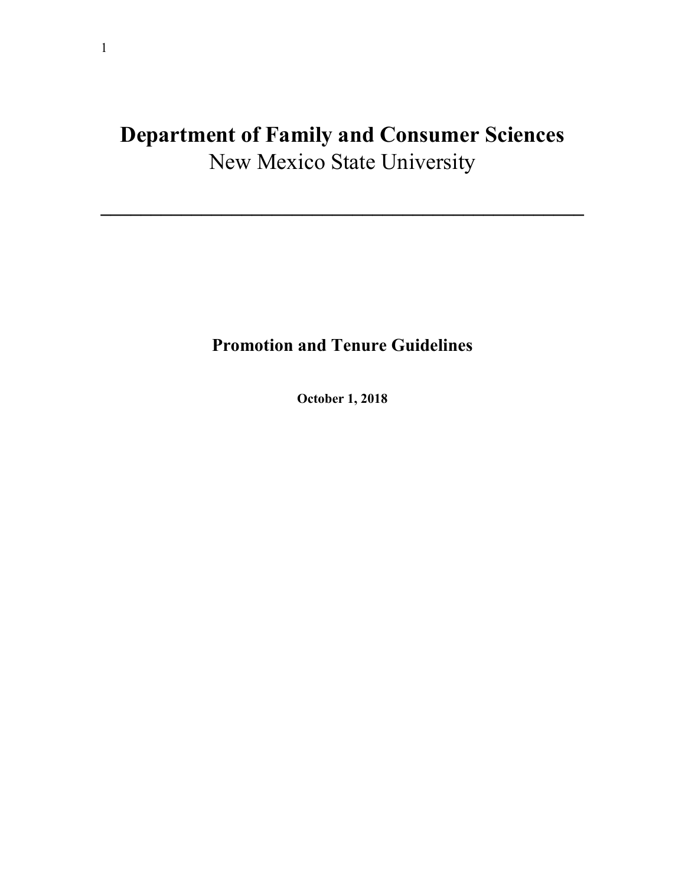# Department of Family and Consumer Sciences

New Mexico State University

---

## Promotion and Tenure Guidelines

**October 1, 2018**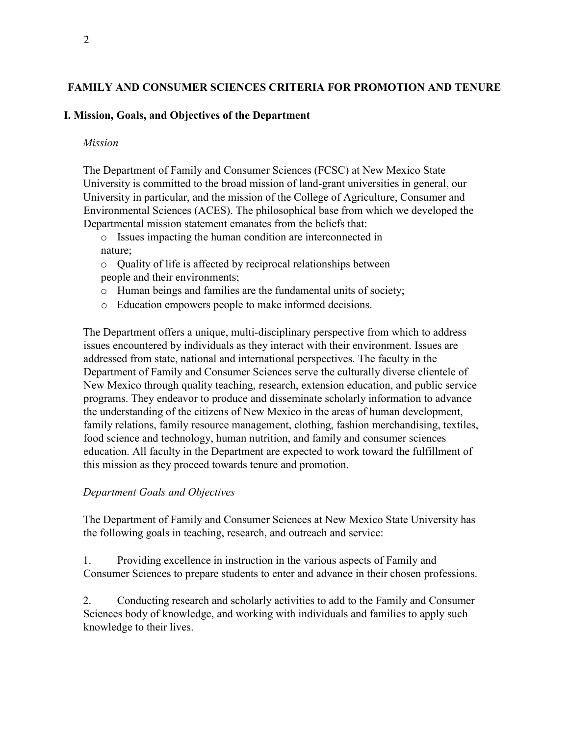# FAMILY AND CONSUMER SCIENCES CRITERIA FOR PROMOTION AND TENURE

## I. Mission, Goals, and Objectives of the Department

*Mission*

The Department of Family and Consumer Sciences (FCSC) at New Mexico State University is committed to the broad mission of land-grant universities in general, our University in particular, and the mission of the College of Agriculture, Consumer and Environmental Sciences (ACES). The philosophical base from which we developed the Departmental mission statement emanates from the beliefs that:

- Issues impacting the human condition are interconnected in nature;
- Quality of life is affected by reciprocal relationships between people and their environments;
- Human beings and families are the fundamental units of society;
- Education empowers people to make informed decisions.

The Department offers a unique, multi-disciplinary perspective from which to address issues encountered by individuals as they interact with their environment. Issues are addressed from state, national and international perspectives. The faculty in the Department of Family and Consumer Sciences serve the culturally diverse clientele of New Mexico through quality teaching, research, extension education, and public service programs. They endeavor to produce and disseminate scholarly information to advance the understanding of the citizens of New Mexico in the areas of human development, family relations, family resource management, clothing, fashion merchandising, textiles, food science and technology, human nutrition, and family and consumer sciences education. All faculty in the Department are expected to work toward the fulfillment of this mission as they proceed towards tenure and promotion.

*Department Goals and Objectives*

The Department of Family and Consumer Sciences at New Mexico State University has the following goals in teaching, research, and outreach and service:

1. Providing excellence in instruction in the various aspects of Family and Consumer Sciences to prepare students to enter and advance in their chosen professions.

2. Conducting research and scholarly activities to add to the Family and Consumer Sciences body of knowledge, and working with individuals and families to apply such knowledge to their lives.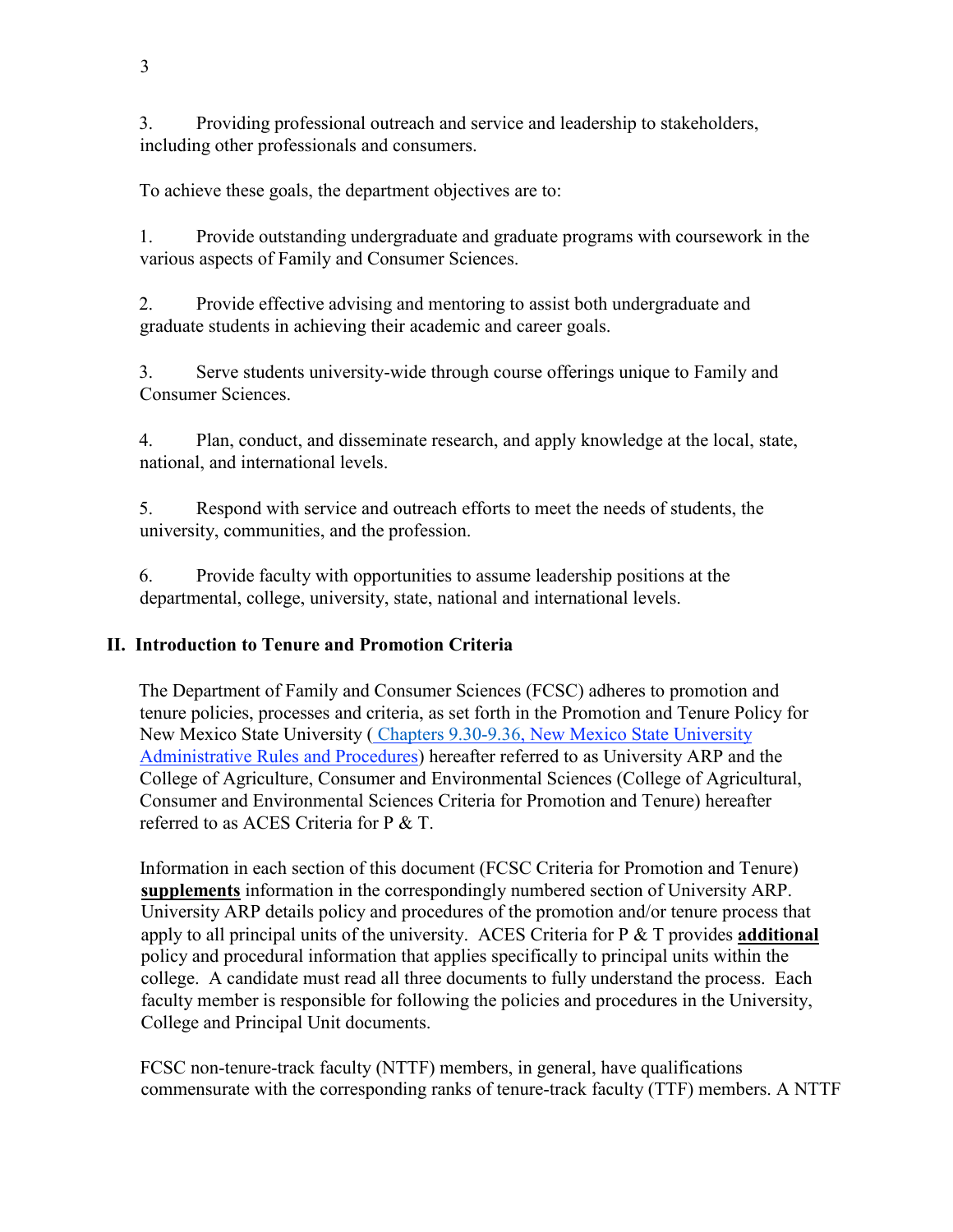3. Providing professional outreach and service and leadership to stakeholders, including other professionals and consumers.

To achieve these goals, the department objectives are to:

1. Provide outstanding undergraduate and graduate programs with coursework in the various aspects of Family and Consumer Sciences.

2. Provide effective advising and mentoring to assist both undergraduate and graduate students in achieving their academic and career goals.

3. Serve students university-wide through course offerings unique to Family and Consumer Sciences.

4. Plan, conduct, and disseminate research, and apply knowledge at the local, state, national, and international levels.

5. Respond with service and outreach efforts to meet the needs of students, the university, communities, and the profession.

6. Provide faculty with opportunities to assume leadership positions at the departmental, college, university, state, national and international levels.

## II. Introduction to Tenure and Promotion Criteria

The Department of Family and Consumer Sciences (FCSC) adheres to promotion and tenure policies, processes and criteria, as set forth in the Promotion and Tenure Policy for New Mexico State University ( Chapters 9.30-9.36, New Mexico State University Administrative Rules and Procedures) hereafter referred to as University ARP and the College of Agriculture, Consumer and Environmental Sciences (College of Agricultural, Consumer and Environmental Sciences Criteria for Promotion and Tenure) hereafter referred to as ACES Criteria for P & T.

Information in each section of this document (FCSC Criteria for Promotion and Tenure) **supplements** information in the correspondingly numbered section of University ARP. University ARP details policy and procedures of the promotion and/or tenure process that apply to all principal units of the university. ACES Criteria for P & T provides **additional** policy and procedural information that applies specifically to principal units within the college. A candidate must read all three documents to fully understand the process. Each faculty member is responsible for following the policies and procedures in the University, College and Principal Unit documents.

FCSC non-tenure-track faculty (NTTF) members, in general, have qualifications commensurate with the corresponding ranks of tenure-track faculty (TTF) members. A NTTF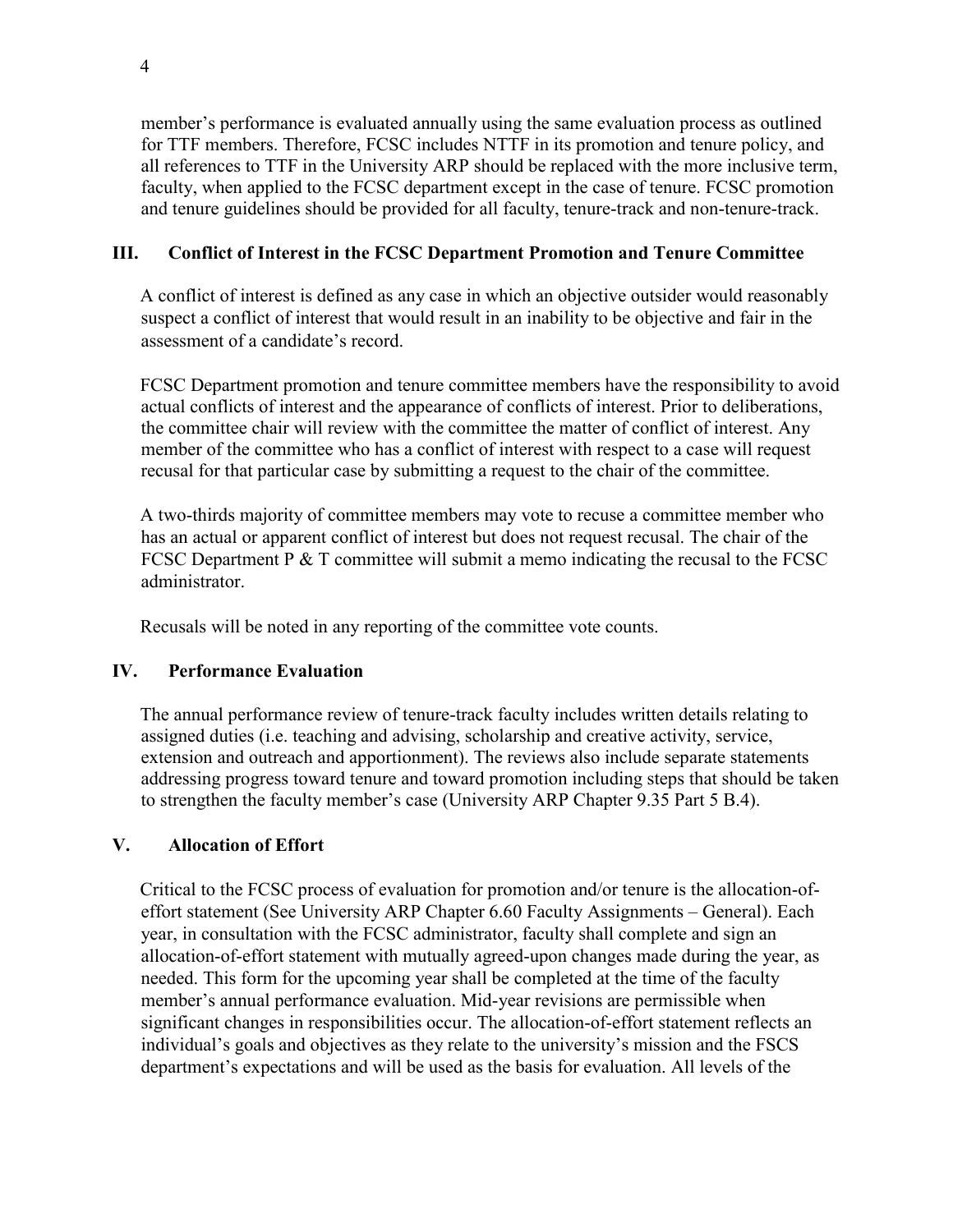member's performance is evaluated annually using the same evaluation process as outlined for TTF members. Therefore, FCSC includes NTTF in its promotion and tenure policy, and all references to TTF in the University ARP should be replaced with the more inclusive term, faculty, when applied to the FCSC department except in the case of tenure. FCSC promotion and tenure guidelines should be provided for all faculty, tenure-track and non-tenure-track.

## III. Conflict of Interest in the FCSC Department Promotion and Tenure Committee

A conflict of interest is defined as any case in which an objective outsider would reasonably suspect a conflict of interest that would result in an inability to be objective and fair in the assessment of a candidate's record.

FCSC Department promotion and tenure committee members have the responsibility to avoid actual conflicts of interest and the appearance of conflicts of interest. Prior to deliberations, the committee chair will review with the committee the matter of conflict of interest. Any member of the committee who has a conflict of interest with respect to a case will request recusal for that particular case by submitting a request to the chair of the committee.

A two-thirds majority of committee members may vote to recuse a committee member who has an actual or apparent conflict of interest but does not request recusal. The chair of the FCSC Department P & T committee will submit a memo indicating the recusal to the FCSC administrator.

Recusals will be noted in any reporting of the committee vote counts.

## IV. Performance Evaluation

The annual performance review of tenure-track faculty includes written details relating to assigned duties (i.e. teaching and advising, scholarship and creative activity, service, extension and outreach and apportionment). The reviews also include separate statements addressing progress toward tenure and toward promotion including steps that should be taken to strengthen the faculty member's case (University ARP Chapter 9.35 Part 5 B.4).

## V. Allocation of Effort

Critical to the FCSC process of evaluation for promotion and/or tenure is the allocation-of-effort statement (See University ARP Chapter 6.60 Faculty Assignments – General). Each year, in consultation with the FCSC administrator, faculty shall complete and sign an allocation-of-effort statement with mutually agreed-upon changes made during the year, as needed. This form for the upcoming year shall be completed at the time of the faculty member's annual performance evaluation. Mid-year revisions are permissible when significant changes in responsibilities occur. The allocation-of-effort statement reflects an individual's goals and objectives as they relate to the university's mission and the FSCS department's expectations and will be used as the basis for evaluation. All levels of the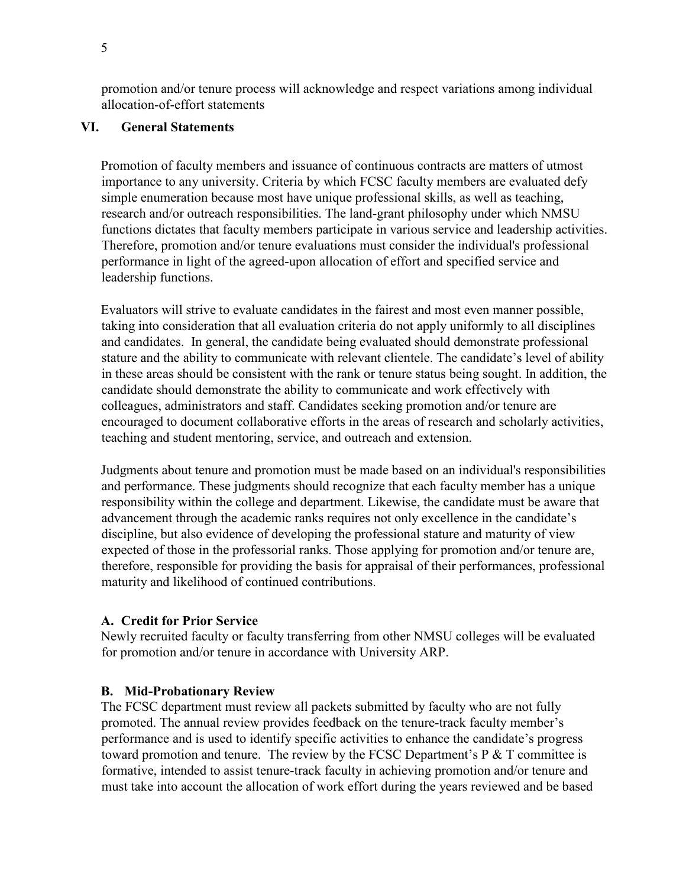promotion and/or tenure process will acknowledge and respect variations among individual allocation-of-effort statements

## VI. General Statements

Promotion of faculty members and issuance of continuous contracts are matters of utmost importance to any university. Criteria by which FCSC faculty members are evaluated defy simple enumeration because most have unique professional skills, as well as teaching, research and/or outreach responsibilities. The land-grant philosophy under which NMSU functions dictates that faculty members participate in various service and leadership activities. Therefore, promotion and/or tenure evaluations must consider the individual's professional performance in light of the agreed-upon allocation of effort and specified service and leadership functions.

Evaluators will strive to evaluate candidates in the fairest and most even manner possible, taking into consideration that all evaluation criteria do not apply uniformly to all disciplines and candidates. In general, the candidate being evaluated should demonstrate professional stature and the ability to communicate with relevant clientele. The candidate's level of ability in these areas should be consistent with the rank or tenure status being sought. In addition, the candidate should demonstrate the ability to communicate and work effectively with colleagues, administrators and staff. Candidates seeking promotion and/or tenure are encouraged to document collaborative efforts in the areas of research and scholarly activities, teaching and student mentoring, service, and outreach and extension.

Judgments about tenure and promotion must be made based on an individual's responsibilities and performance. These judgments should recognize that each faculty member has a unique responsibility within the college and department. Likewise, the candidate must be aware that advancement through the academic ranks requires not only excellence in the candidate's discipline, but also evidence of developing the professional stature and maturity of view expected of those in the professorial ranks. Those applying for promotion and/or tenure are, therefore, responsible for providing the basis for appraisal of their performances, professional maturity and likelihood of continued contributions.

### A. Credit for Prior Service

Newly recruited faculty or faculty transferring from other NMSU colleges will be evaluated for promotion and/or tenure in accordance with University ARP.

### B. Mid-Probationary Review

The FCSC department must review all packets submitted by faculty who are not fully promoted. The annual review provides feedback on the tenure-track faculty member's performance and is used to identify specific activities to enhance the candidate's progress toward promotion and tenure. The review by the FCSC Department's P & T committee is formative, intended to assist tenure-track faculty in achieving promotion and/or tenure and must take into account the allocation of work effort during the years reviewed and be based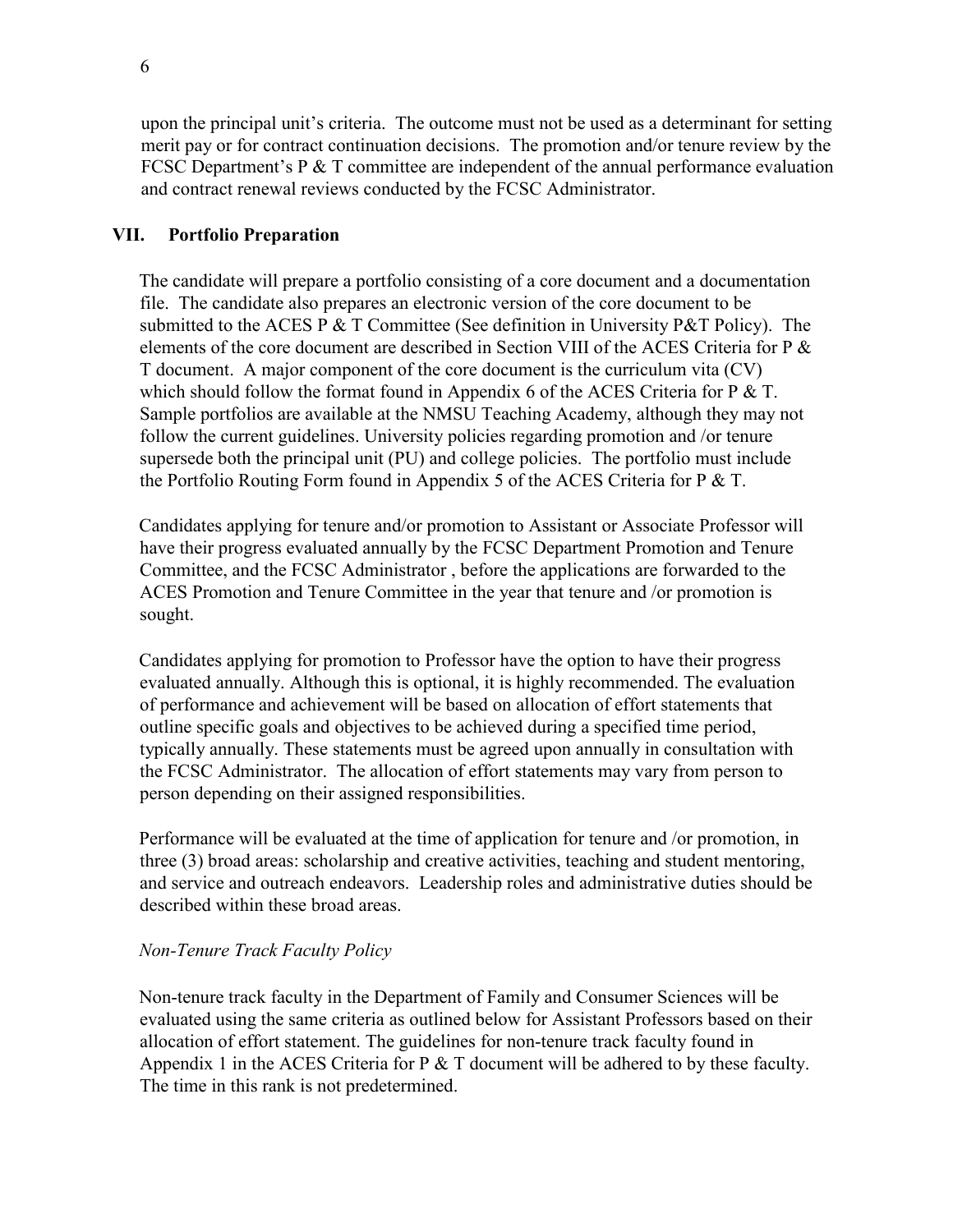upon the principal unit's criteria. The outcome must not be used as a determinant for setting merit pay or for contract continuation decisions. The promotion and/or tenure review by the FCSC Department's P & T committee are independent of the annual performance evaluation and contract renewal reviews conducted by the FCSC Administrator.

## VII. Portfolio Preparation

The candidate will prepare a portfolio consisting of a core document and a documentation file. The candidate also prepares an electronic version of the core document to be submitted to the ACES P & T Committee (See definition in University P&T Policy). The elements of the core document are described in Section VIII of the ACES Criteria for P & T document. A major component of the core document is the curriculum vita (CV) which should follow the format found in Appendix 6 of the ACES Criteria for P & T. Sample portfolios are available at the NMSU Teaching Academy, although they may not follow the current guidelines. University policies regarding promotion and /or tenure supersede both the principal unit (PU) and college policies. The portfolio must include the Portfolio Routing Form found in Appendix 5 of the ACES Criteria for P & T.

Candidates applying for tenure and/or promotion to Assistant or Associate Professor will have their progress evaluated annually by the FCSC Department Promotion and Tenure Committee, and the FCSC Administrator , before the applications are forwarded to the ACES Promotion and Tenure Committee in the year that tenure and /or promotion is sought.

Candidates applying for promotion to Professor have the option to have their progress evaluated annually. Although this is optional, it is highly recommended. The evaluation of performance and achievement will be based on allocation of effort statements that outline specific goals and objectives to be achieved during a specified time period, typically annually. These statements must be agreed upon annually in consultation with the FCSC Administrator. The allocation of effort statements may vary from person to person depending on their assigned responsibilities.

Performance will be evaluated at the time of application for tenure and /or promotion, in three (3) broad areas: scholarship and creative activities, teaching and student mentoring, and service and outreach endeavors. Leadership roles and administrative duties should be described within these broad areas.

*Non-Tenure Track Faculty Policy*

Non-tenure track faculty in the Department of Family and Consumer Sciences will be evaluated using the same criteria as outlined below for Assistant Professors based on their allocation of effort statement. The guidelines for non-tenure track faculty found in Appendix 1 in the ACES Criteria for P & T document will be adhered to by these faculty. The time in this rank is not predetermined.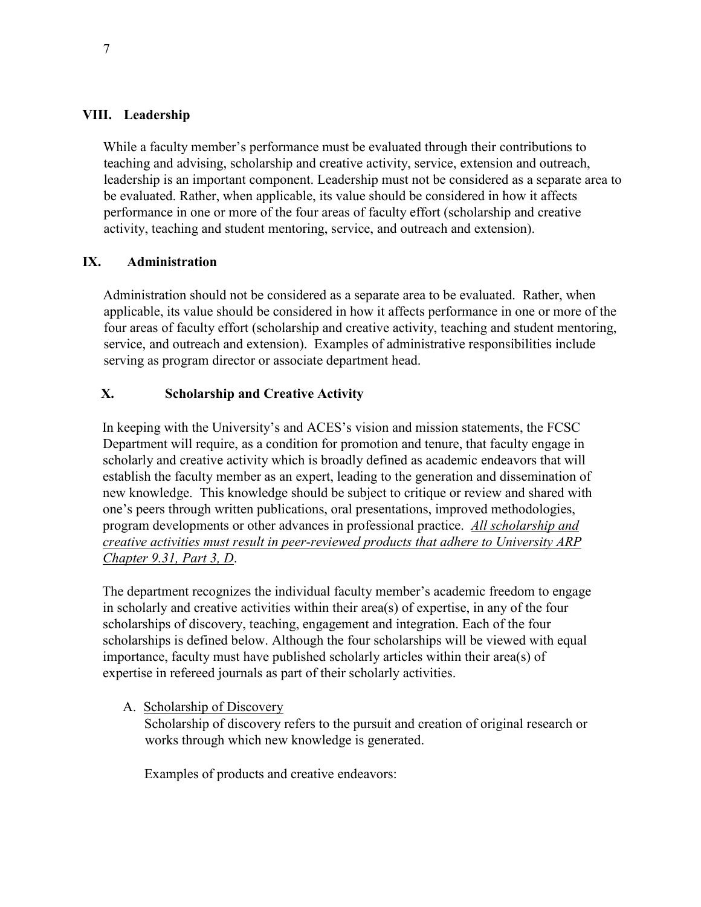## VIII. Leadership

While a faculty member's performance must be evaluated through their contributions to teaching and advising, scholarship and creative activity, service, extension and outreach, leadership is an important component. Leadership must not be considered as a separate area to be evaluated. Rather, when applicable, its value should be considered in how it affects performance in one or more of the four areas of faculty effort (scholarship and creative activity, teaching and student mentoring, service, and outreach and extension).

## IX. Administration

Administration should not be considered as a separate area to be evaluated. Rather, when applicable, its value should be considered in how it affects performance in one or more of the four areas of faculty effort (scholarship and creative activity, teaching and student mentoring, service, and outreach and extension). Examples of administrative responsibilities include serving as program director or associate department head.

## X. Scholarship and Creative Activity

In keeping with the University's and ACES's vision and mission statements, the FCSC Department will require, as a condition for promotion and tenure, that faculty engage in scholarly and creative activity which is broadly defined as academic endeavors that will establish the faculty member as an expert, leading to the generation and dissemination of new knowledge. This knowledge should be subject to critique or review and shared with one's peers through written publications, oral presentations, improved methodologies, program developments or other advances in professional practice. *<u>All scholarship and creative activities must result in peer-reviewed products that adhere to University ARP Chapter 9.31, Part 3, D</u>*.

The department recognizes the individual faculty member's academic freedom to engage in scholarly and creative activities within their area(s) of expertise, in any of the four scholarships of discovery, teaching, engagement and integration. Each of the four scholarships is defined below. Although the four scholarships will be viewed with equal importance, faculty must have published scholarly articles within their area(s) of expertise in refereed journals as part of their scholarly activities.

A. <u>Scholarship of Discovery</u>

Scholarship of discovery refers to the pursuit and creation of original research or works through which new knowledge is generated.

Examples of products and creative endeavors: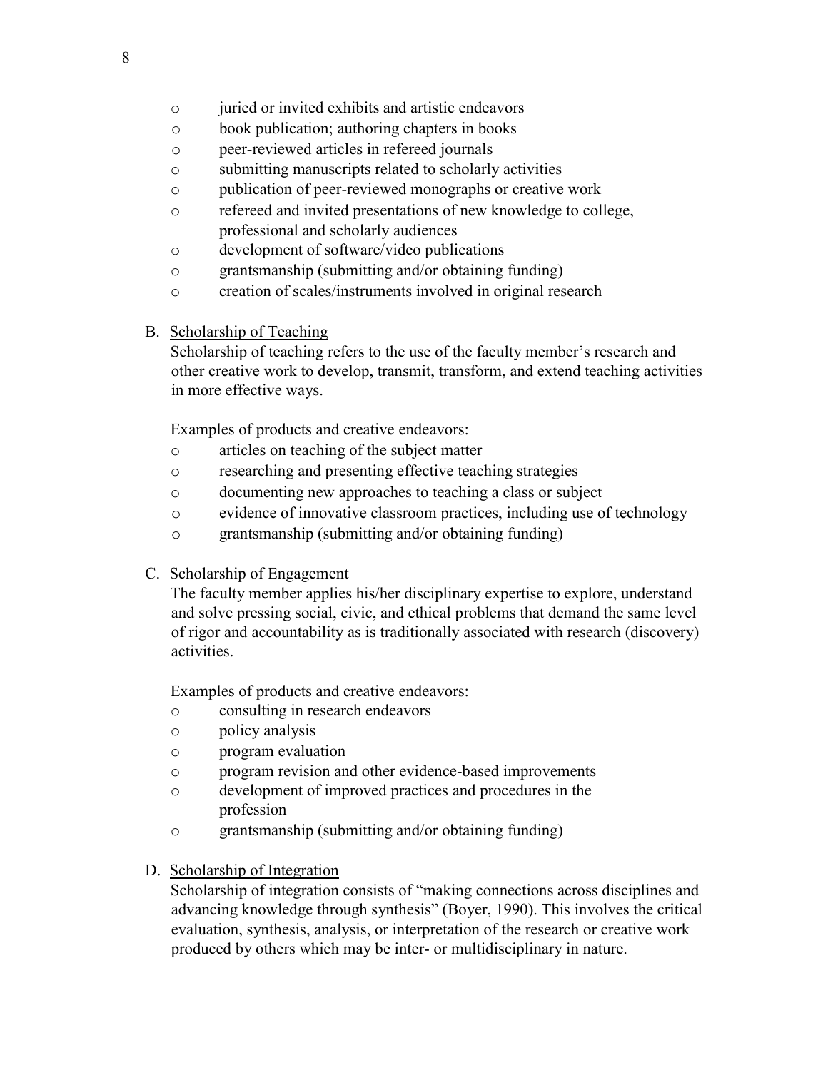- juried or invited exhibits and artistic endeavors
- book publication; authoring chapters in books
- peer-reviewed articles in refereed journals
- submitting manuscripts related to scholarly activities
- publication of peer-reviewed monographs or creative work
- refereed and invited presentations of new knowledge to college, professional and scholarly audiences
- development of software/video publications
- grantsmanship (submitting and/or obtaining funding)
- creation of scales/instruments involved in original research

B. Scholarship of Teaching

Scholarship of teaching refers to the use of the faculty member's research and other creative work to develop, transmit, transform, and extend teaching activities in more effective ways.

Examples of products and creative endeavors:

- articles on teaching of the subject matter
- researching and presenting effective teaching strategies
- documenting new approaches to teaching a class or subject
- evidence of innovative classroom practices, including use of technology
- grantsmanship (submitting and/or obtaining funding)

C. Scholarship of Engagement

The faculty member applies his/her disciplinary expertise to explore, understand and solve pressing social, civic, and ethical problems that demand the same level of rigor and accountability as is traditionally associated with research (discovery) activities.

Examples of products and creative endeavors:

- consulting in research endeavors
- policy analysis
- program evaluation
- program revision and other evidence-based improvements
- development of improved practices and procedures in the profession
- grantsmanship (submitting and/or obtaining funding)

D. Scholarship of Integration

Scholarship of integration consists of "making connections across disciplines and advancing knowledge through synthesis" (Boyer, 1990). This involves the critical evaluation, synthesis, analysis, or interpretation of the research or creative work produced by others which may be inter- or multidisciplinary in nature.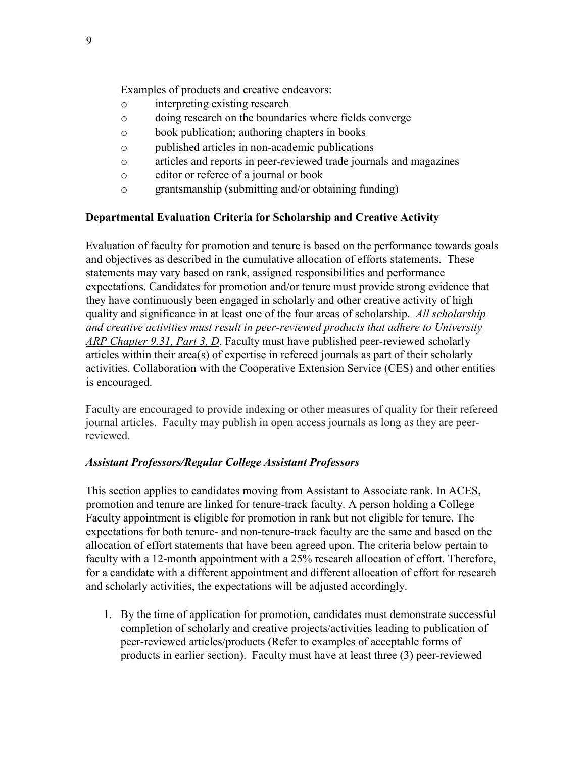Examples of products and creative endeavors:

- interpreting existing research
- doing research on the boundaries where fields converge
- book publication; authoring chapters in books
- published articles in non-academic publications
- articles and reports in peer-reviewed trade journals and magazines
- editor or referee of a journal or book
- grantsmanship (submitting and/or obtaining funding)

**Departmental Evaluation Criteria for Scholarship and Creative Activity**

Evaluation of faculty for promotion and tenure is based on the performance towards goals and objectives as described in the cumulative allocation of efforts statements. These statements may vary based on rank, assigned responsibilities and performance expectations. Candidates for promotion and/or tenure must provide strong evidence that they have continuously been engaged in scholarly and other creative activity of high quality and significance in at least one of the four areas of scholarship. <u>*All scholarship and creative activities must result in peer-reviewed products that adhere to University ARP Chapter 9.31, Part 3, D*</u>. Faculty must have published peer-reviewed scholarly articles within their area(s) of expertise in refereed journals as part of their scholarly activities. Collaboration with the Cooperative Extension Service (CES) and other entities is encouraged.

Faculty are encouraged to provide indexing or other measures of quality for their refereed journal articles. Faculty may publish in open access journals as long as they are peer-reviewed.

***Assistant Professors/Regular College Assistant Professors***

This section applies to candidates moving from Assistant to Associate rank. In ACES, promotion and tenure are linked for tenure-track faculty. A person holding a College Faculty appointment is eligible for promotion in rank but not eligible for tenure. The expectations for both tenure- and non-tenure-track faculty are the same and based on the allocation of effort statements that have been agreed upon. The criteria below pertain to faculty with a 12-month appointment with a 25% research allocation of effort. Therefore, for a candidate with a different appointment and different allocation of effort for research and scholarly activities, the expectations will be adjusted accordingly.

1. By the time of application for promotion, candidates must demonstrate successful completion of scholarly and creative projects/activities leading to publication of peer-reviewed articles/products (Refer to examples of acceptable forms of products in earlier section). Faculty must have at least three (3) peer-reviewed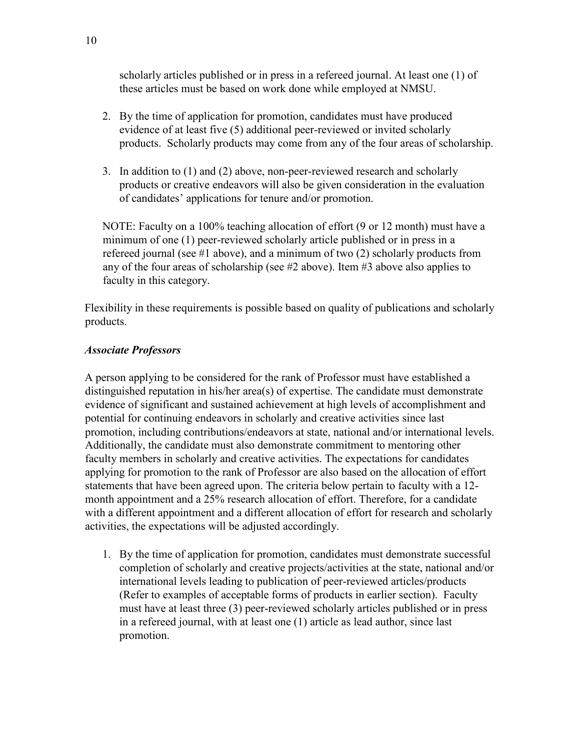scholarly articles published or in press in a refereed journal. At least one (1) of these articles must be based on work done while employed at NMSU.

2. By the time of application for promotion, candidates must have produced evidence of at least five (5) additional peer-reviewed or invited scholarly products. Scholarly products may come from any of the four areas of scholarship.

3. In addition to (1) and (2) above, non-peer-reviewed research and scholarly products or creative endeavors will also be given consideration in the evaluation of candidates' applications for tenure and/or promotion.

NOTE: Faculty on a 100% teaching allocation of effort (9 or 12 month) must have a minimum of one (1) peer-reviewed scholarly article published or in press in a refereed journal (see #1 above), and a minimum of two (2) scholarly products from any of the four areas of scholarship (see #2 above). Item #3 above also applies to faculty in this category.

Flexibility in these requirements is possible based on quality of publications and scholarly products.

***Associate Professors***

A person applying to be considered for the rank of Professor must have established a distinguished reputation in his/her area(s) of expertise. The candidate must demonstrate evidence of significant and sustained achievement at high levels of accomplishment and potential for continuing endeavors in scholarly and creative activities since last promotion, including contributions/endeavors at state, national and/or international levels. Additionally, the candidate must also demonstrate commitment to mentoring other faculty members in scholarly and creative activities. The expectations for candidates applying for promotion to the rank of Professor are also based on the allocation of effort statements that have been agreed upon. The criteria below pertain to faculty with a 12-month appointment and a 25% research allocation of effort. Therefore, for a candidate with a different appointment and a different allocation of effort for research and scholarly activities, the expectations will be adjusted accordingly.

1. By the time of application for promotion, candidates must demonstrate successful completion of scholarly and creative projects/activities at the state, national and/or international levels leading to publication of peer-reviewed articles/products (Refer to examples of acceptable forms of products in earlier section). Faculty must have at least three (3) peer-reviewed scholarly articles published or in press in a refereed journal, with at least one (1) article as lead author, since last promotion.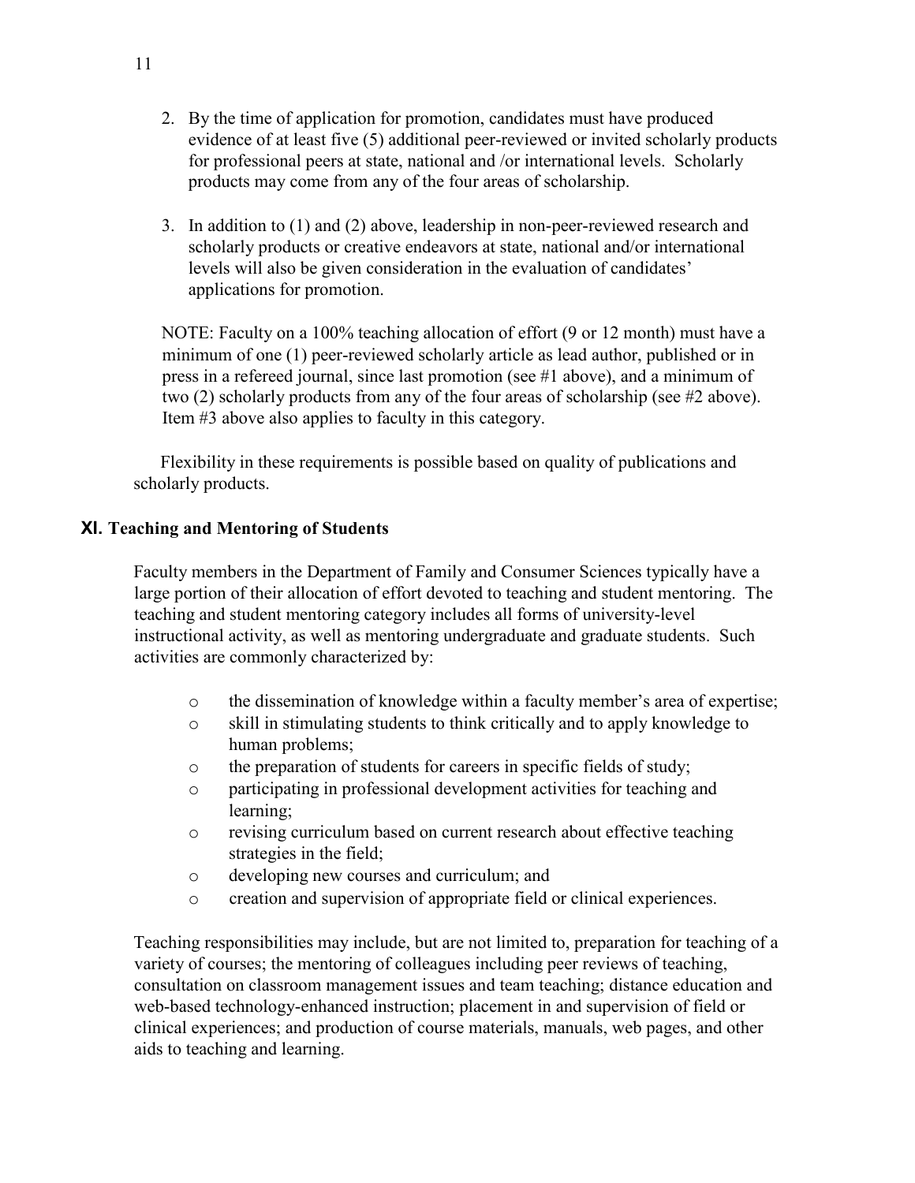2. By the time of application for promotion, candidates must have produced evidence of at least five (5) additional peer-reviewed or invited scholarly products for professional peers at state, national and /or international levels. Scholarly products may come from any of the four areas of scholarship.

3. In addition to (1) and (2) above, leadership in non-peer-reviewed research and scholarly products or creative endeavors at state, national and/or international levels will also be given consideration in the evaluation of candidates' applications for promotion.

NOTE: Faculty on a 100% teaching allocation of effort (9 or 12 month) must have a minimum of one (1) peer-reviewed scholarly article as lead author, published or in press in a refereed journal, since last promotion (see #1 above), and a minimum of two (2) scholarly products from any of the four areas of scholarship (see #2 above). Item #3 above also applies to faculty in this category.

Flexibility in these requirements is possible based on quality of publications and scholarly products.

## XI. Teaching and Mentoring of Students

Faculty members in the Department of Family and Consumer Sciences typically have a large portion of their allocation of effort devoted to teaching and student mentoring. The teaching and student mentoring category includes all forms of university-level instructional activity, as well as mentoring undergraduate and graduate students. Such activities are commonly characterized by:

- the dissemination of knowledge within a faculty member's area of expertise;
- skill in stimulating students to think critically and to apply knowledge to human problems;
- the preparation of students for careers in specific fields of study;
- participating in professional development activities for teaching and learning;
- revising curriculum based on current research about effective teaching strategies in the field;
- developing new courses and curriculum; and
- creation and supervision of appropriate field or clinical experiences.

Teaching responsibilities may include, but are not limited to, preparation for teaching of a variety of courses; the mentoring of colleagues including peer reviews of teaching, consultation on classroom management issues and team teaching; distance education and web-based technology-enhanced instruction; placement in and supervision of field or clinical experiences; and production of course materials, manuals, web pages, and other aids to teaching and learning.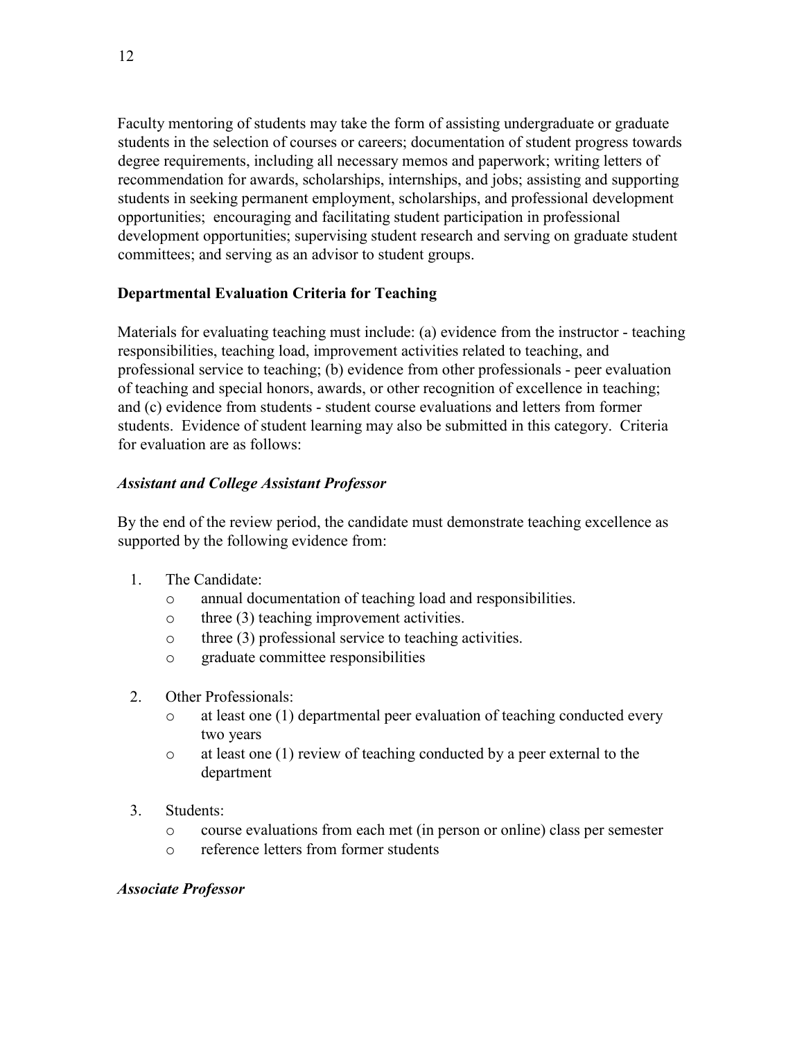Faculty mentoring of students may take the form of assisting undergraduate or graduate students in the selection of courses or careers; documentation of student progress towards degree requirements, including all necessary memos and paperwork; writing letters of recommendation for awards, scholarships, internships, and jobs; assisting and supporting students in seeking permanent employment, scholarships, and professional development opportunities; encouraging and facilitating student participation in professional development opportunities; supervising student research and serving on graduate student committees; and serving as an advisor to student groups.

**Departmental Evaluation Criteria for Teaching**

Materials for evaluating teaching must include: (a) evidence from the instructor - teaching responsibilities, teaching load, improvement activities related to teaching, and professional service to teaching; (b) evidence from other professionals - peer evaluation of teaching and special honors, awards, or other recognition of excellence in teaching; and (c) evidence from students - student course evaluations and letters from former students. Evidence of student learning may also be submitted in this category. Criteria for evaluation are as follows:

***Assistant and College Assistant Professor***

By the end of the review period, the candidate must demonstrate teaching excellence as supported by the following evidence from:

1. The Candidate:
   - annual documentation of teaching load and responsibilities.
   - three (3) teaching improvement activities.
   - three (3) professional service to teaching activities.
   - graduate committee responsibilities
2. Other Professionals:
   - at least one (1) departmental peer evaluation of teaching conducted every two years
   - at least one (1) review of teaching conducted by a peer external to the department
3. Students:
   - course evaluations from each met (in person or online) class per semester
   - reference letters from former students

***Associate Professor***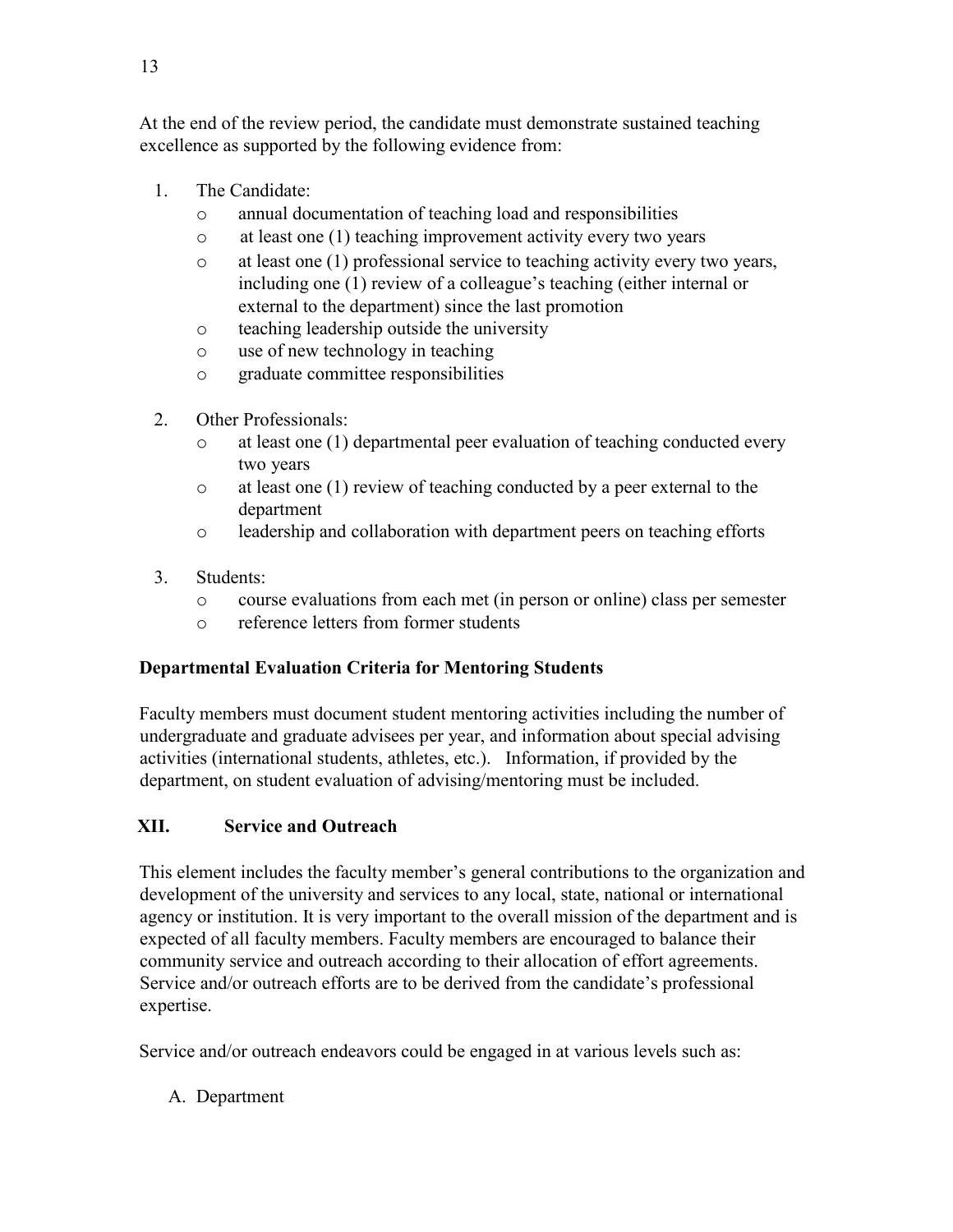At the end of the review period, the candidate must demonstrate sustained teaching excellence as supported by the following evidence from:

1. The Candidate:
   - annual documentation of teaching load and responsibilities
   - at least one (1) teaching improvement activity every two years
   - at least one (1) professional service to teaching activity every two years, including one (1) review of a colleague's teaching (either internal or external to the department) since the last promotion
   - teaching leadership outside the university
   - use of new technology in teaching
   - graduate committee responsibilities

2. Other Professionals:
   - at least one (1) departmental peer evaluation of teaching conducted every two years
   - at least one (1) review of teaching conducted by a peer external to the department
   - leadership and collaboration with department peers on teaching efforts

3. Students:
   - course evaluations from each met (in person or online) class per semester
   - reference letters from former students

**Departmental Evaluation Criteria for Mentoring Students**

Faculty members must document student mentoring activities including the number of undergraduate and graduate advisees per year, and information about special advising activities (international students, athletes, etc.). Information, if provided by the department, on student evaluation of advising/mentoring must be included.

## XII. Service and Outreach

This element includes the faculty member's general contributions to the organization and development of the university and services to any local, state, national or international agency or institution. It is very important to the overall mission of the department and is expected of all faculty members. Faculty members are encouraged to balance their community service and outreach according to their allocation of effort agreements. Service and/or outreach efforts are to be derived from the candidate's professional expertise.

Service and/or outreach endeavors could be engaged in at various levels such as:

A. Department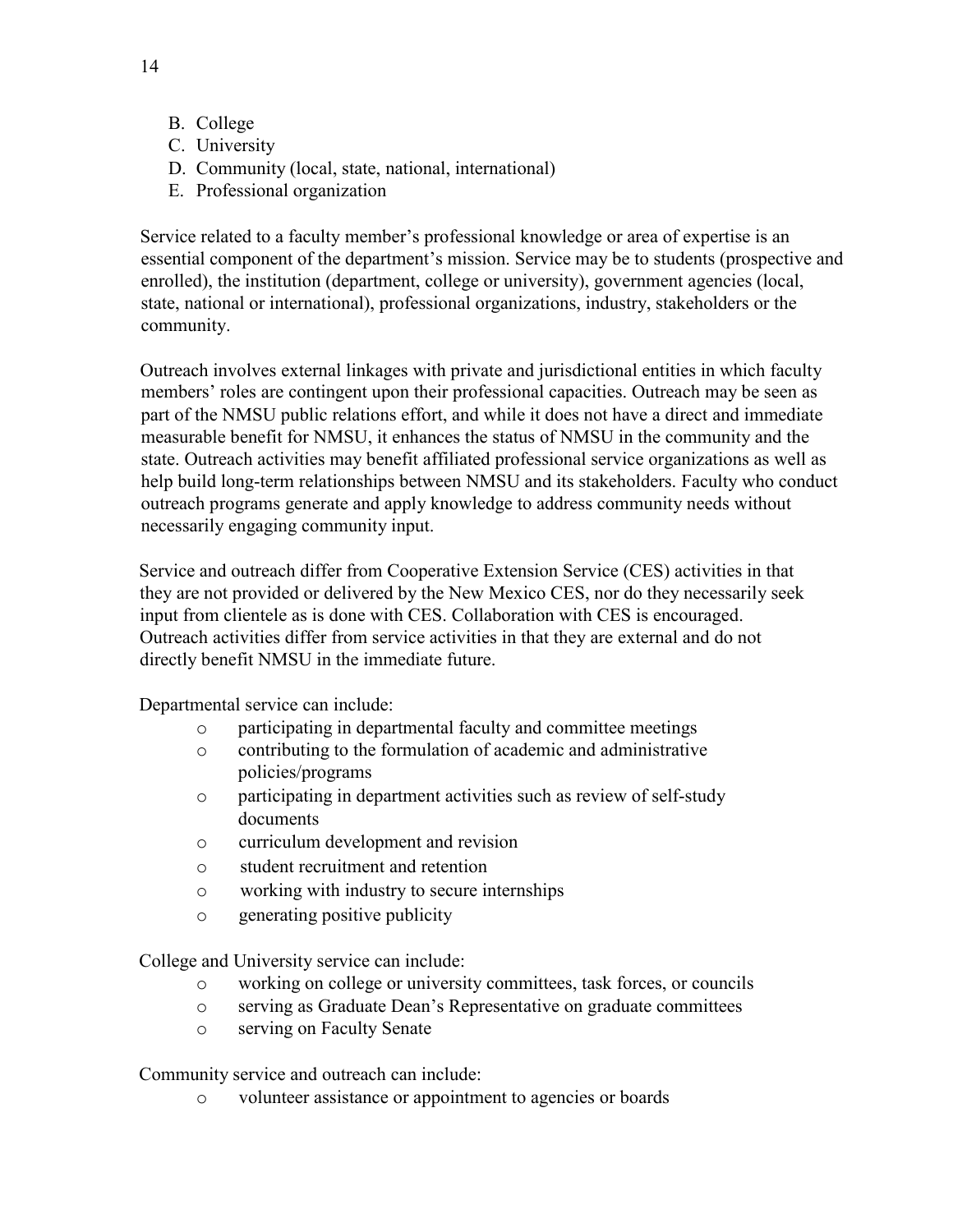B. College
C. University
D. Community (local, state, national, international)
E. Professional organization

Service related to a faculty member's professional knowledge or area of expertise is an essential component of the department's mission. Service may be to students (prospective and enrolled), the institution (department, college or university), government agencies (local, state, national or international), professional organizations, industry, stakeholders or the community.

Outreach involves external linkages with private and jurisdictional entities in which faculty members' roles are contingent upon their professional capacities. Outreach may be seen as part of the NMSU public relations effort, and while it does not have a direct and immediate measurable benefit for NMSU, it enhances the status of NMSU in the community and the state. Outreach activities may benefit affiliated professional service organizations as well as help build long-term relationships between NMSU and its stakeholders. Faculty who conduct outreach programs generate and apply knowledge to address community needs without necessarily engaging community input.

Service and outreach differ from Cooperative Extension Service (CES) activities in that they are not provided or delivered by the New Mexico CES, nor do they necessarily seek input from clientele as is done with CES. Collaboration with CES is encouraged. Outreach activities differ from service activities in that they are external and do not directly benefit NMSU in the immediate future.

Departmental service can include:

- participating in departmental faculty and committee meetings
- contributing to the formulation of academic and administrative policies/programs
- participating in department activities such as review of self-study documents
- curriculum development and revision
- student recruitment and retention
- working with industry to secure internships
- generating positive publicity

College and University service can include:

- working on college or university committees, task forces, or councils
- serving as Graduate Dean's Representative on graduate committees
- serving on Faculty Senate

Community service and outreach can include:

- volunteer assistance or appointment to agencies or boards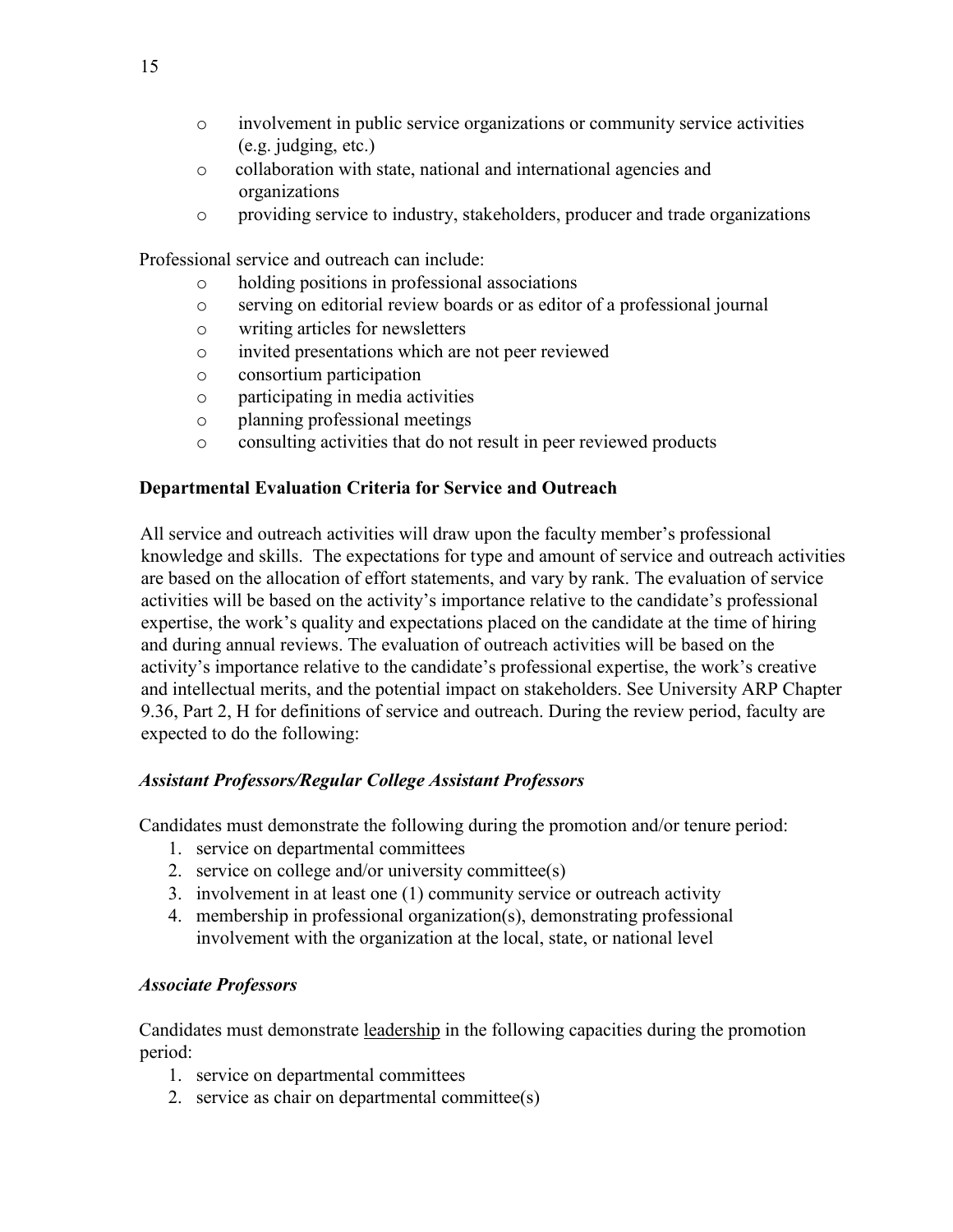- involvement in public service organizations or community service activities (e.g. judging, etc.)
- collaboration with state, national and international agencies and organizations
- providing service to industry, stakeholders, producer and trade organizations

Professional service and outreach can include:

- holding positions in professional associations
- serving on editorial review boards or as editor of a professional journal
- writing articles for newsletters
- invited presentations which are not peer reviewed
- consortium participation
- participating in media activities
- planning professional meetings
- consulting activities that do not result in peer reviewed products

**Departmental Evaluation Criteria for Service and Outreach**

All service and outreach activities will draw upon the faculty member's professional knowledge and skills. The expectations for type and amount of service and outreach activities are based on the allocation of effort statements, and vary by rank. The evaluation of service activities will be based on the activity's importance relative to the candidate's professional expertise, the work's quality and expectations placed on the candidate at the time of hiring and during annual reviews. The evaluation of outreach activities will be based on the activity's importance relative to the candidate's professional expertise, the work's creative and intellectual merits, and the potential impact on stakeholders. See University ARP Chapter 9.36, Part 2, H for definitions of service and outreach. During the review period, faculty are expected to do the following:

***Assistant Professors/Regular College Assistant Professors***

Candidates must demonstrate the following during the promotion and/or tenure period:

1. service on departmental committees
2. service on college and/or university committee(s)
3. involvement in at least one (1) community service or outreach activity
4. membership in professional organization(s), demonstrating professional involvement with the organization at the local, state, or national level

***Associate Professors***

Candidates must demonstrate <u>leadership</u> in the following capacities during the promotion period:

1. service on departmental committees
2. service as chair on departmental committee(s)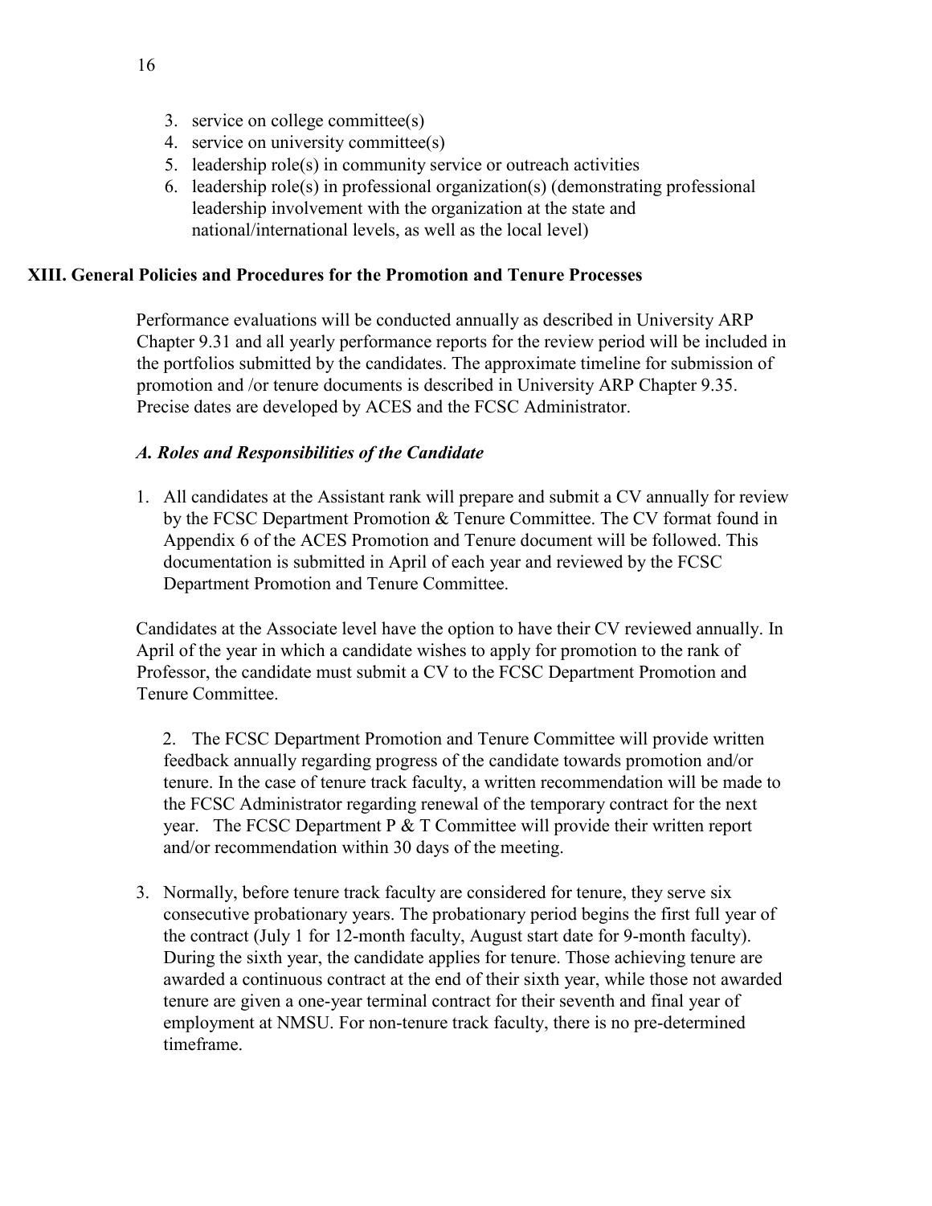3. service on college committee(s)
4. service on university committee(s)
5. leadership role(s) in community service or outreach activities
6. leadership role(s) in professional organization(s) (demonstrating professional leadership involvement with the organization at the state and national/international levels, as well as the local level)

## XIII. General Policies and Procedures for the Promotion and Tenure Processes

Performance evaluations will be conducted annually as described in University ARP Chapter 9.31 and all yearly performance reports for the review period will be included in the portfolios submitted by the candidates. The approximate timeline for submission of promotion and /or tenure documents is described in University ARP Chapter 9.35. Precise dates are developed by ACES and the FCSC Administrator.

### *A. Roles and Responsibilities of the Candidate*

1. All candidates at the Assistant rank will prepare and submit a CV annually for review by the FCSC Department Promotion & Tenure Committee. The CV format found in Appendix 6 of the ACES Promotion and Tenure document will be followed. This documentation is submitted in April of each year and reviewed by the FCSC Department Promotion and Tenure Committee.

Candidates at the Associate level have the option to have their CV reviewed annually. In April of the year in which a candidate wishes to apply for promotion to the rank of Professor, the candidate must submit a CV to the FCSC Department Promotion and Tenure Committee.

2. The FCSC Department Promotion and Tenure Committee will provide written feedback annually regarding progress of the candidate towards promotion and/or tenure. In the case of tenure track faculty, a written recommendation will be made to the FCSC Administrator regarding renewal of the temporary contract for the next year. The FCSC Department P & T Committee will provide their written report and/or recommendation within 30 days of the meeting.

3. Normally, before tenure track faculty are considered for tenure, they serve six consecutive probationary years. The probationary period begins the first full year of the contract (July 1 for 12-month faculty, August start date for 9-month faculty). During the sixth year, the candidate applies for tenure. Those achieving tenure are awarded a continuous contract at the end of their sixth year, while those not awarded tenure are given a one-year terminal contract for their seventh and final year of employment at NMSU. For non-tenure track faculty, there is no pre-determined timeframe.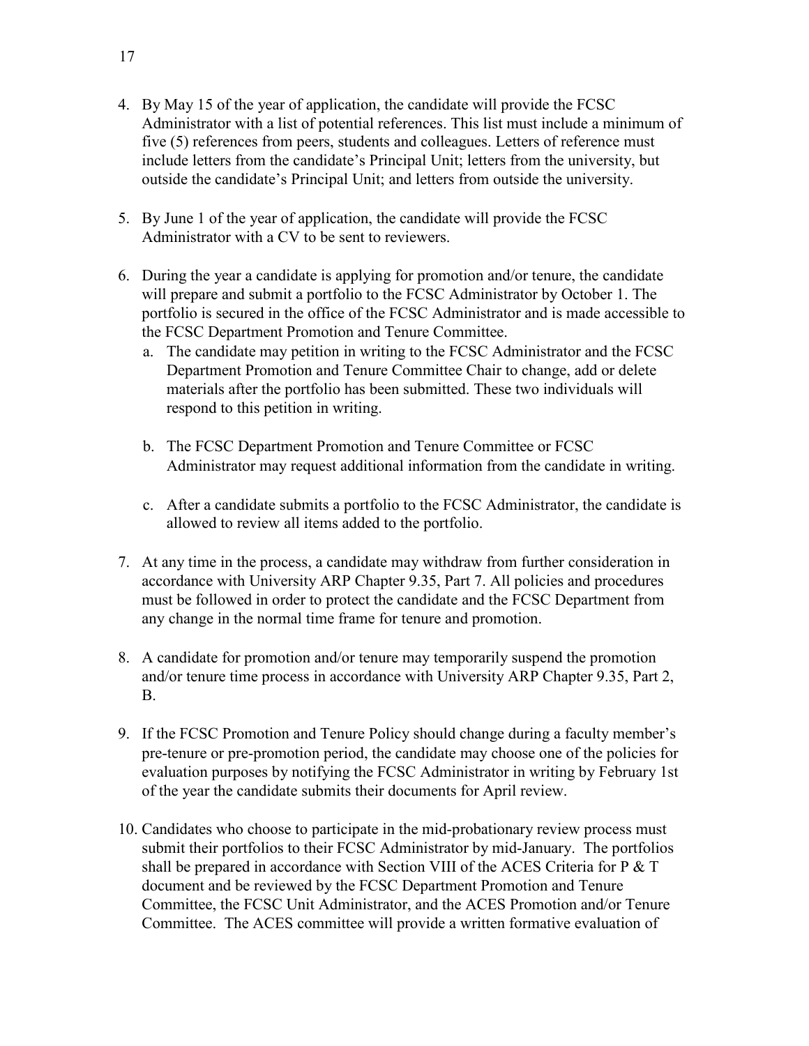4. By May 15 of the year of application, the candidate will provide the FCSC Administrator with a list of potential references. This list must include a minimum of five (5) references from peers, students and colleagues. Letters of reference must include letters from the candidate's Principal Unit; letters from the university, but outside the candidate's Principal Unit; and letters from outside the university.

5. By June 1 of the year of application, the candidate will provide the FCSC Administrator with a CV to be sent to reviewers.

6. During the year a candidate is applying for promotion and/or tenure, the candidate will prepare and submit a portfolio to the FCSC Administrator by October 1. The portfolio is secured in the office of the FCSC Administrator and is made accessible to the FCSC Department Promotion and Tenure Committee.
   a. The candidate may petition in writing to the FCSC Administrator and the FCSC Department Promotion and Tenure Committee Chair to change, add or delete materials after the portfolio has been submitted. These two individuals will respond to this petition in writing.

   b. The FCSC Department Promotion and Tenure Committee or FCSC Administrator may request additional information from the candidate in writing.

   c. After a candidate submits a portfolio to the FCSC Administrator, the candidate is allowed to review all items added to the portfolio.

7. At any time in the process, a candidate may withdraw from further consideration in accordance with University ARP Chapter 9.35, Part 7. All policies and procedures must be followed in order to protect the candidate and the FCSC Department from any change in the normal time frame for tenure and promotion.

8. A candidate for promotion and/or tenure may temporarily suspend the promotion and/or tenure time process in accordance with University ARP Chapter 9.35, Part 2, B.

9. If the FCSC Promotion and Tenure Policy should change during a faculty member's pre-tenure or pre-promotion period, the candidate may choose one of the policies for evaluation purposes by notifying the FCSC Administrator in writing by February 1st of the year the candidate submits their documents for April review.

10. Candidates who choose to participate in the mid-probationary review process must submit their portfolios to their FCSC Administrator by mid-January. The portfolios shall be prepared in accordance with Section VIII of the ACES Criteria for P & T document and be reviewed by the FCSC Department Promotion and Tenure Committee, the FCSC Unit Administrator, and the ACES Promotion and/or Tenure Committee. The ACES committee will provide a written formative evaluation of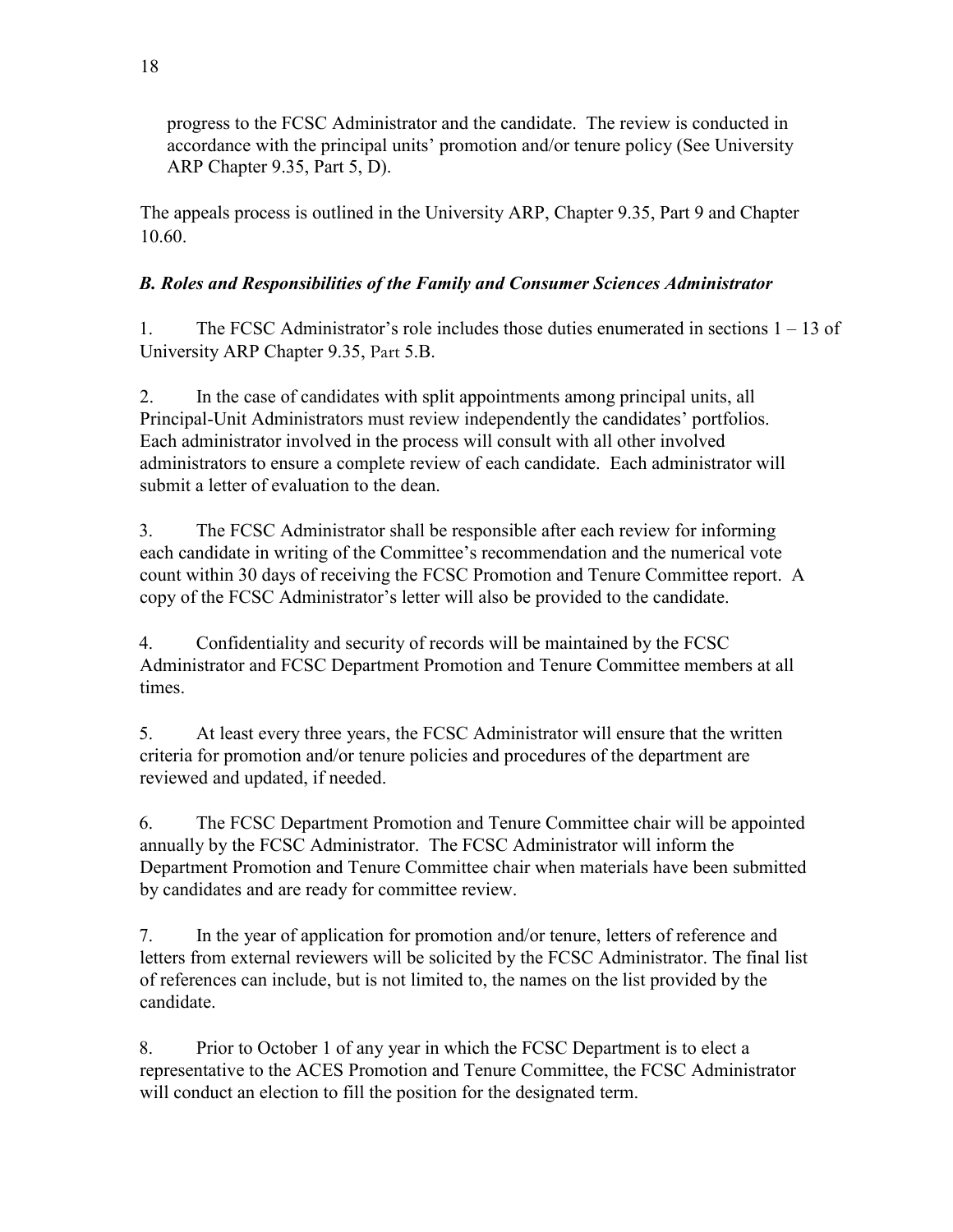progress to the FCSC Administrator and the candidate. The review is conducted in accordance with the principal units' promotion and/or tenure policy (See University ARP Chapter 9.35, Part 5, D).

The appeals process is outlined in the University ARP, Chapter 9.35, Part 9 and Chapter 10.60.

### *B. Roles and Responsibilities of the Family and Consumer Sciences Administrator*

1. The FCSC Administrator's role includes those duties enumerated in sections 1 – 13 of University ARP Chapter 9.35, Part 5.B.

2. In the case of candidates with split appointments among principal units, all Principal-Unit Administrators must review independently the candidates' portfolios. Each administrator involved in the process will consult with all other involved administrators to ensure a complete review of each candidate. Each administrator will submit a letter of evaluation to the dean.

3. The FCSC Administrator shall be responsible after each review for informing each candidate in writing of the Committee's recommendation and the numerical vote count within 30 days of receiving the FCSC Promotion and Tenure Committee report. A copy of the FCSC Administrator's letter will also be provided to the candidate.

4. Confidentiality and security of records will be maintained by the FCSC Administrator and FCSC Department Promotion and Tenure Committee members at all times.

5. At least every three years, the FCSC Administrator will ensure that the written criteria for promotion and/or tenure policies and procedures of the department are reviewed and updated, if needed.

6. The FCSC Department Promotion and Tenure Committee chair will be appointed annually by the FCSC Administrator. The FCSC Administrator will inform the Department Promotion and Tenure Committee chair when materials have been submitted by candidates and are ready for committee review.

7. In the year of application for promotion and/or tenure, letters of reference and letters from external reviewers will be solicited by the FCSC Administrator. The final list of references can include, but is not limited to, the names on the list provided by the candidate.

8. Prior to October 1 of any year in which the FCSC Department is to elect a representative to the ACES Promotion and Tenure Committee, the FCSC Administrator will conduct an election to fill the position for the designated term.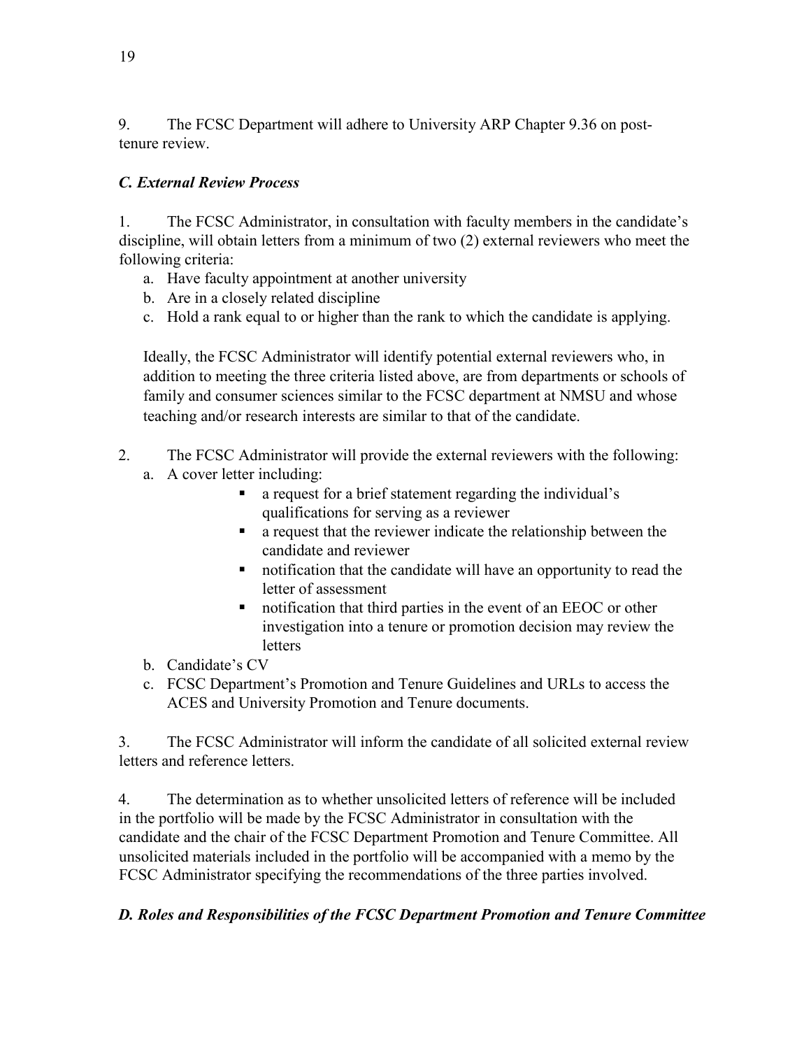9. The FCSC Department will adhere to University ARP Chapter 9.36 on post-tenure review.

### *C. External Review Process*

1. The FCSC Administrator, in consultation with faculty members in the candidate's discipline, will obtain letters from a minimum of two (2) external reviewers who meet the following criteria:
   a. Have faculty appointment at another university
   b. Are in a closely related discipline
   c. Hold a rank equal to or higher than the rank to which the candidate is applying.

   Ideally, the FCSC Administrator will identify potential external reviewers who, in addition to meeting the three criteria listed above, are from departments or schools of family and consumer sciences similar to the FCSC department at NMSU and whose teaching and/or research interests are similar to that of the candidate.

2. The FCSC Administrator will provide the external reviewers with the following:
   a. A cover letter including:
      - a request for a brief statement regarding the individual's qualifications for serving as a reviewer
      - a request that the reviewer indicate the relationship between the candidate and reviewer
      - notification that the candidate will have an opportunity to read the letter of assessment
      - notification that third parties in the event of an EEOC or other investigation into a tenure or promotion decision may review the letters
   b. Candidate's CV
   c. FCSC Department's Promotion and Tenure Guidelines and URLs to access the ACES and University Promotion and Tenure documents.

3. The FCSC Administrator will inform the candidate of all solicited external review letters and reference letters.

4. The determination as to whether unsolicited letters of reference will be included in the portfolio will be made by the FCSC Administrator in consultation with the candidate and the chair of the FCSC Department Promotion and Tenure Committee. All unsolicited materials included in the portfolio will be accompanied with a memo by the FCSC Administrator specifying the recommendations of the three parties involved.

### *D. Roles and Responsibilities of the FCSC Department Promotion and Tenure Committee*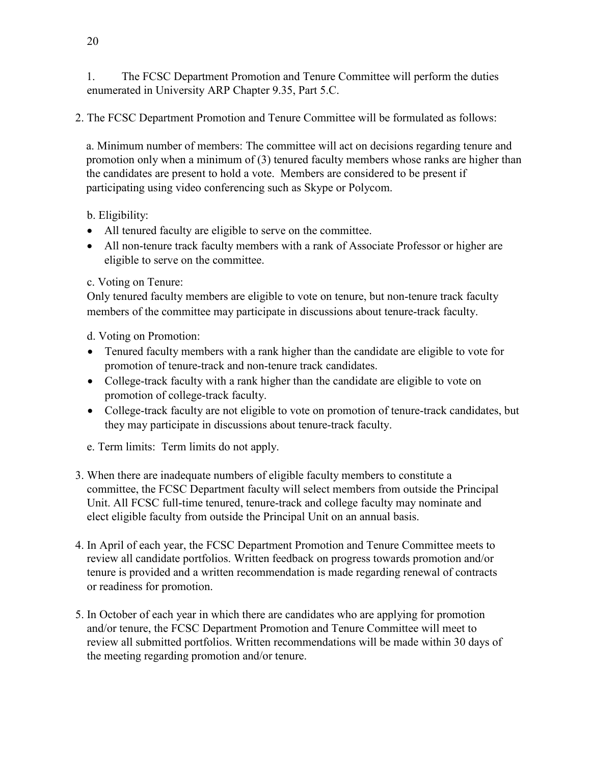1. The FCSC Department Promotion and Tenure Committee will perform the duties enumerated in University ARP Chapter 9.35, Part 5.C.

2. The FCSC Department Promotion and Tenure Committee will be formulated as follows:

   a. Minimum number of members: The committee will act on decisions regarding tenure and promotion only when a minimum of (3) tenured faculty members whose ranks are higher than the candidates are present to hold a vote. Members are considered to be present if participating using video conferencing such as Skype or Polycom.

   b. Eligibility:
   - All tenured faculty are eligible to serve on the committee.
   - All non-tenure track faculty members with a rank of Associate Professor or higher are eligible to serve on the committee.

   c. Voting on Tenure:
   Only tenured faculty members are eligible to vote on tenure, but non-tenure track faculty members of the committee may participate in discussions about tenure-track faculty.

   d. Voting on Promotion:
   - Tenured faculty members with a rank higher than the candidate are eligible to vote for promotion of tenure-track and non-tenure track candidates.
   - College-track faculty with a rank higher than the candidate are eligible to vote on promotion of college-track faculty.
   - College-track faculty are not eligible to vote on promotion of tenure-track candidates, but they may participate in discussions about tenure-track faculty.

   e. Term limits: Term limits do not apply.

3. When there are inadequate numbers of eligible faculty members to constitute a committee, the FCSC Department faculty will select members from outside the Principal Unit. All FCSC full-time tenured, tenure-track and college faculty may nominate and elect eligible faculty from outside the Principal Unit on an annual basis.

4. In April of each year, the FCSC Department Promotion and Tenure Committee meets to review all candidate portfolios. Written feedback on progress towards promotion and/or tenure is provided and a written recommendation is made regarding renewal of contracts or readiness for promotion.

5. In October of each year in which there are candidates who are applying for promotion and/or tenure, the FCSC Department Promotion and Tenure Committee will meet to review all submitted portfolios. Written recommendations will be made within 30 days of the meeting regarding promotion and/or tenure.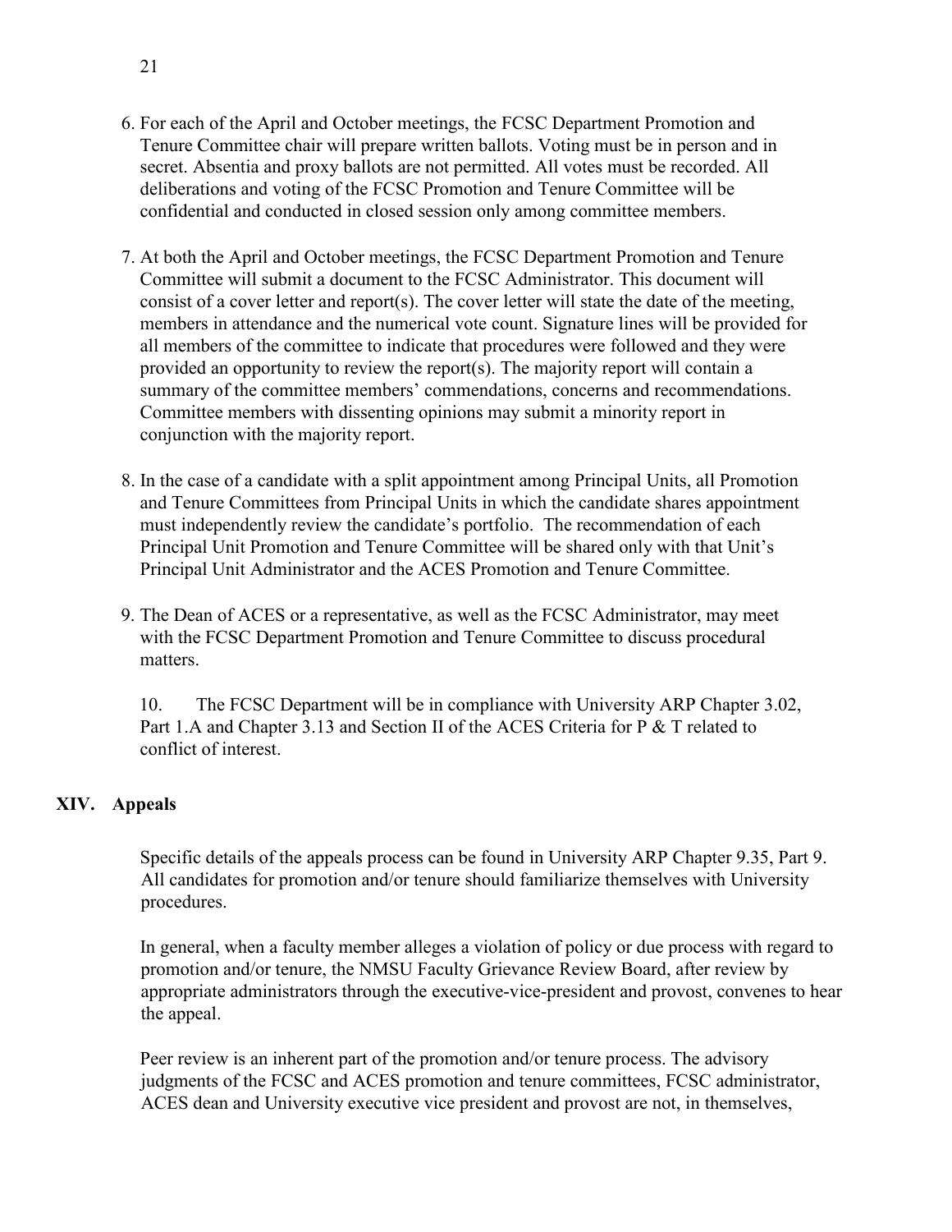6. For each of the April and October meetings, the FCSC Department Promotion and Tenure Committee chair will prepare written ballots. Voting must be in person and in secret. Absentia and proxy ballots are not permitted. All votes must be recorded. All deliberations and voting of the FCSC Promotion and Tenure Committee will be confidential and conducted in closed session only among committee members.

7. At both the April and October meetings, the FCSC Department Promotion and Tenure Committee will submit a document to the FCSC Administrator. This document will consist of a cover letter and report(s). The cover letter will state the date of the meeting, members in attendance and the numerical vote count. Signature lines will be provided for all members of the committee to indicate that procedures were followed and they were provided an opportunity to review the report(s). The majority report will contain a summary of the committee members' commendations, concerns and recommendations. Committee members with dissenting opinions may submit a minority report in conjunction with the majority report.

8. In the case of a candidate with a split appointment among Principal Units, all Promotion and Tenure Committees from Principal Units in which the candidate shares appointment must independently review the candidate's portfolio. The recommendation of each Principal Unit Promotion and Tenure Committee will be shared only with that Unit's Principal Unit Administrator and the ACES Promotion and Tenure Committee.

9. The Dean of ACES or a representative, as well as the FCSC Administrator, may meet with the FCSC Department Promotion and Tenure Committee to discuss procedural matters.

10. The FCSC Department will be in compliance with University ARP Chapter 3.02, Part 1.A and Chapter 3.13 and Section II of the ACES Criteria for P & T related to conflict of interest.

## XIV. Appeals

Specific details of the appeals process can be found in University ARP Chapter 9.35, Part 9. All candidates for promotion and/or tenure should familiarize themselves with University procedures.

In general, when a faculty member alleges a violation of policy or due process with regard to promotion and/or tenure, the NMSU Faculty Grievance Review Board, after review by appropriate administrators through the executive-vice-president and provost, convenes to hear the appeal.

Peer review is an inherent part of the promotion and/or tenure process. The advisory judgments of the FCSC and ACES promotion and tenure committees, FCSC administrator, ACES dean and University executive vice president and provost are not, in themselves,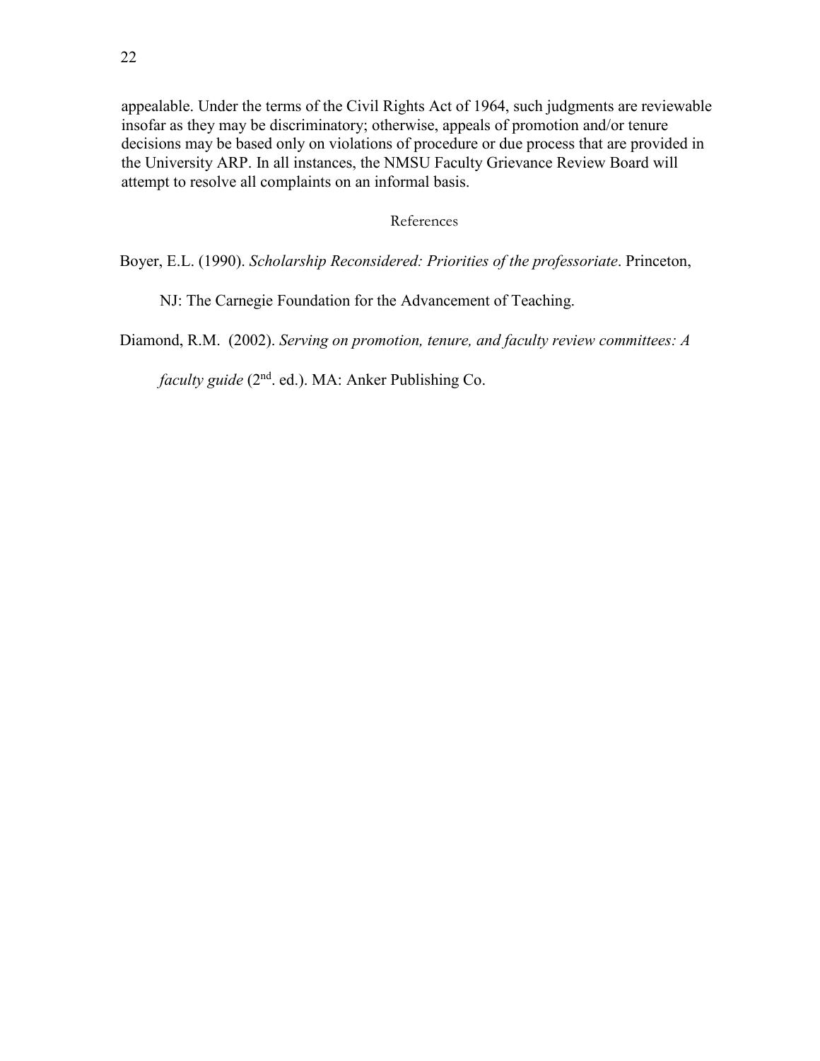appealable. Under the terms of the Civil Rights Act of 1964, such judgments are reviewable insofar as they may be discriminatory; otherwise, appeals of promotion and/or tenure decisions may be based only on violations of procedure or due process that are provided in the University ARP. In all instances, the NMSU Faculty Grievance Review Board will attempt to resolve all complaints on an informal basis.

## References

Boyer, E.L. (1990). *Scholarship Reconsidered: Priorities of the professoriate*. Princeton, NJ: The Carnegie Foundation for the Advancement of Teaching.

Diamond, R.M. (2002). *Serving on promotion, tenure, and faculty review committees: A faculty guide* (2nd. ed.). MA: Anker Publishing Co.